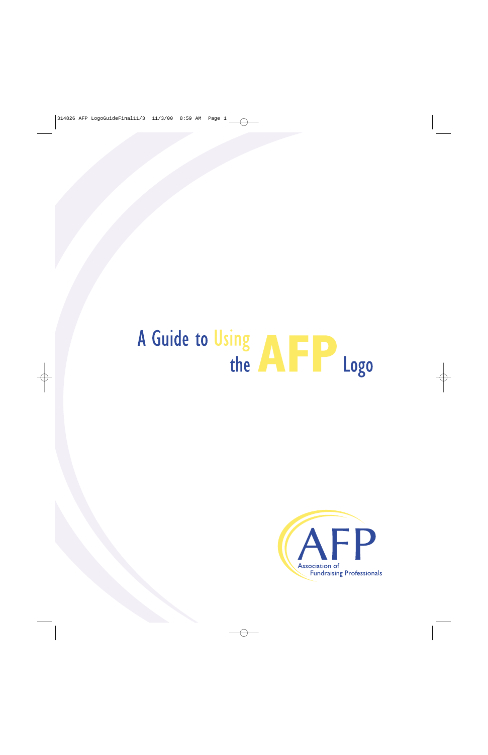# A Guide to Using the AFP Logo

AFP

Association of Fundraising Professionals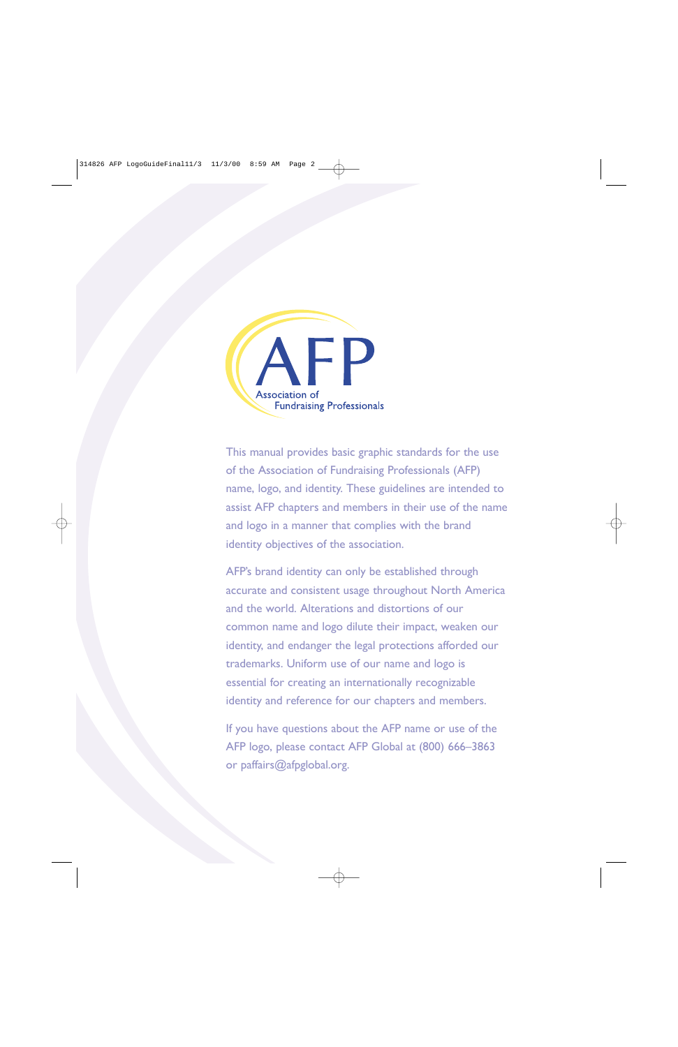AFP

Association of
Fundraising Professionals

This manual provides basic graphic standards for the use of the Association of Fundraising Professionals (AFP) name, logo, and identity. These guidelines are intended to assist AFP chapters and members in their use of the name and logo in a manner that complies with the brand identity objectives of the association.

AFP's brand identity can only be established through accurate and consistent usage throughout North America and the world. Alterations and distortions of our common name and logo dilute their impact, weaken our identity, and endanger the legal protections afforded our trademarks. Uniform use of our name and logo is essential for creating an internationally recognizable identity and reference for our chapters and members.

If you have questions about the AFP name or use of the AFP logo, please contact AFP Global at (800) 666–3863 or paffairs@afpglobal.org.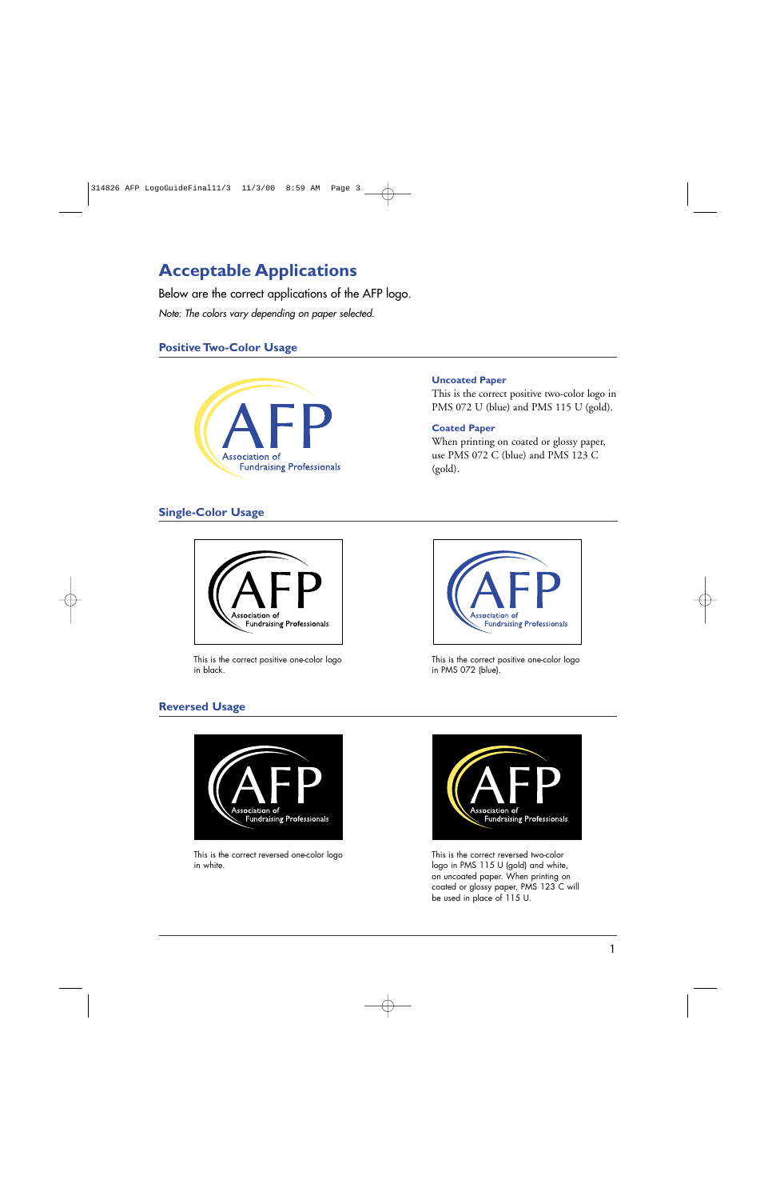# Acceptable Applications

Below are the correct applications of the AFP logo.

*Note: The colors vary depending on paper selected.*

## Positive Two-Color Usage

### Uncoated Paper

This is the correct positive two-color logo in PMS 072 U (blue) and PMS 115 U (gold).

### Coated Paper

When printing on coated or glossy paper, use PMS 072 C (blue) and PMS 123 C (gold).

## Single-Color Usage

This is the correct positive one-color logo in black.

This is the correct positive one-color logo in PMS 072 (blue).

## Reversed Usage

This is the correct reversed one-color logo in white.

This is the correct reversed two-color logo in PMS 115 U (gold) and white, on uncoated paper. When printing on coated or glossy paper, PMS 123 C will be used in place of 115 U.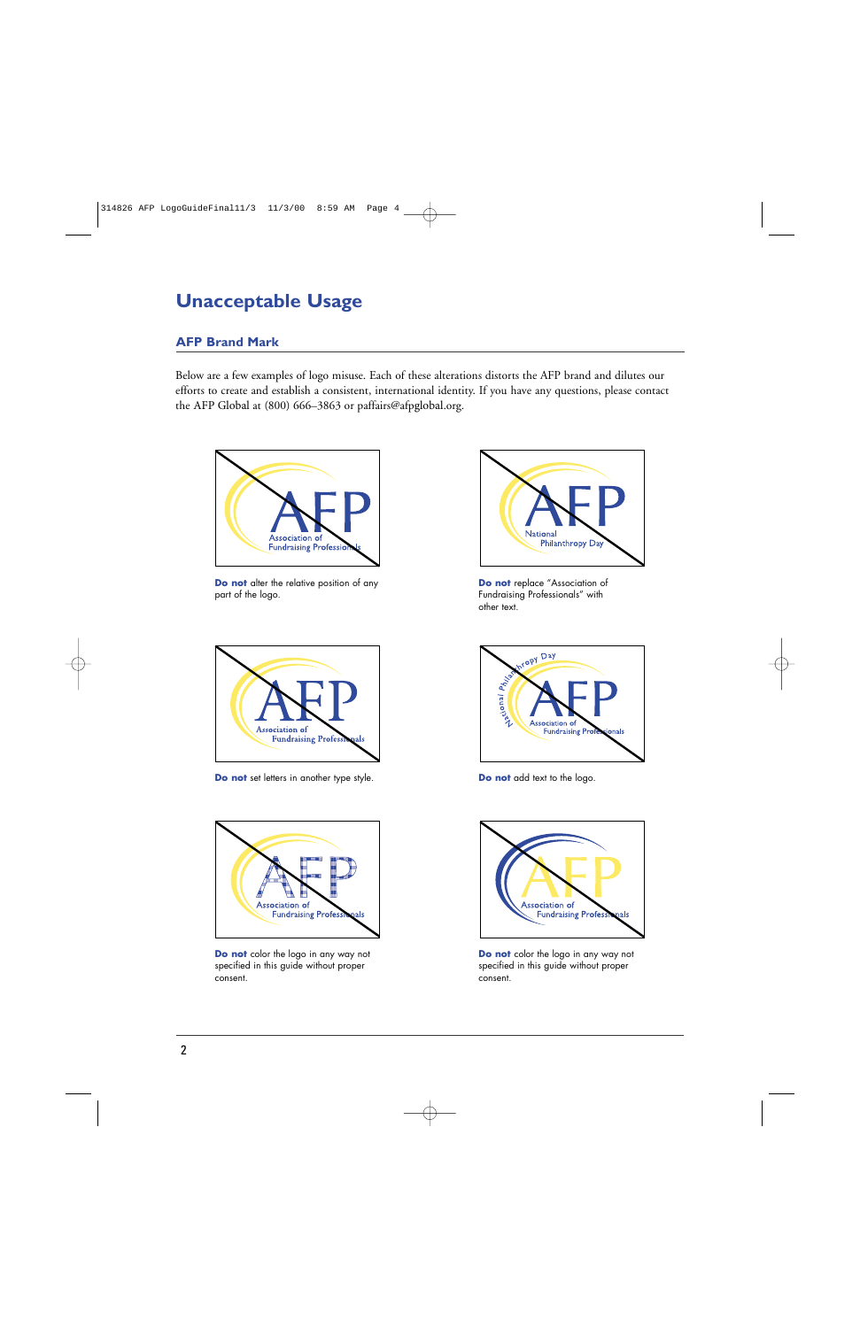# Unacceptable Usage

## AFP Brand Mark

Below are a few examples of logo misuse. Each of these alterations distorts the AFP brand and dilutes our efforts to create and establish a consistent, international identity. If you have any questions, please contact the AFP Global at (800) 666–3863 or paffairs@afpglobal.org.

**Do not** alter the relative position of any part of the logo.

**Do not** replace "Association of Fundraising Professionals" with other text.

**Do not** set letters in another type style.

**Do not** add text to the logo.

**Do not** color the logo in any way not specified in this guide without proper consent.

**Do not** color the logo in any way not specified in this guide without proper consent.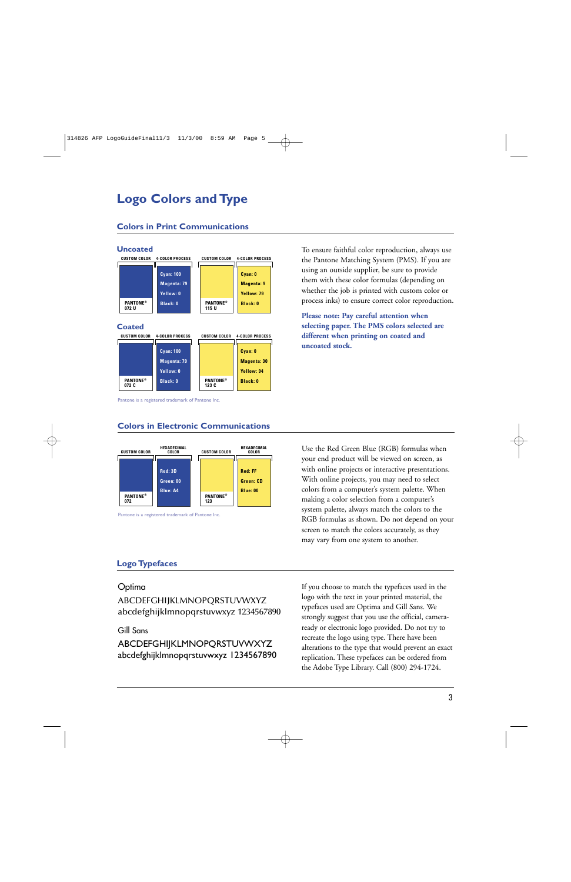# Logo Colors and Type

## Colors in Print Communications

### Uncoated

| CUSTOM COLOR | 4-COLOR PROCESS | CUSTOM COLOR | 4-COLOR PROCESS |
|---|---|---|---|
| PANTONE® 072 U | Cyan: 100<br>Magenta: 79<br>Yellow: 0<br>Black: 0 | PANTONE® 115 U | Cyan: 0<br>Magenta: 9<br>Yellow: 79<br>Black: 0 |

### Coated

| CUSTOM COLOR | 4-COLOR PROCESS | CUSTOM COLOR | 4-COLOR PROCESS |
|---|---|---|---|
| PANTONE® 072 C | Cyan: 100<br>Magenta: 79<br>Yellow: 0<br>Black: 0 | PANTONE® 123 C | Cyan: 0<br>Magenta: 30<br>Yellow: 94<br>Black: 0 |

Pantone is a registered trademark of Pantone Inc.

To ensure faithful color reproduction, always use the Pantone Matching System (PMS). If you are using an outside supplier, be sure to provide them with these color formulas (depending on whether the job is printed with custom color or process inks) to ensure correct color reproduction.

**Please note: Pay careful attention when selecting paper. The PMS colors selected are different when printing on coated and uncoated stock.**

## Colors in Electronic Communications

| CUSTOM COLOR | HEXADECIMAL COLOR | CUSTOM COLOR | HEXADECIMAL COLOR |
|---|---|---|---|
| PANTONE® 072 | Red: 3D<br>Green: 00<br>Blue: A4 | PANTONE® 123 | Red: FF<br>Green: CD<br>Blue: 00 |

Pantone is a registered trademark of Pantone Inc.

Use the Red Green Blue (RGB) formulas when your end product will be viewed on screen, as with online projects or interactive presentations. With online projects, you may need to select colors from a computer's system palette. When making a color selection from a computer's system palette, always match the colors to the RGB formulas as shown. Do not depend on your screen to match the colors accurately, as they may vary from one system to another.

## Logo Typefaces

Optima

ABCDEFGHIJKLMNOPQRSTUVWXYZ
abcdefghijklmnopqrstuvwxyz 1234567890

Gill Sans

ABCDEFGHIJKLMNOPQRSTUVWXYZ
abcdefghijklmnopqrstuvwxyz 1234567890

If you choose to match the typefaces used in the logo with the text in your printed material, the typefaces used are Optima and Gill Sans. We strongly suggest that you use the official, camera-ready or electronic logo provided. Do not try to recreate the logo using type. There have been alterations to the type that would prevent an exact replication. These typefaces can be ordered from the Adobe Type Library. Call (800) 294-1724.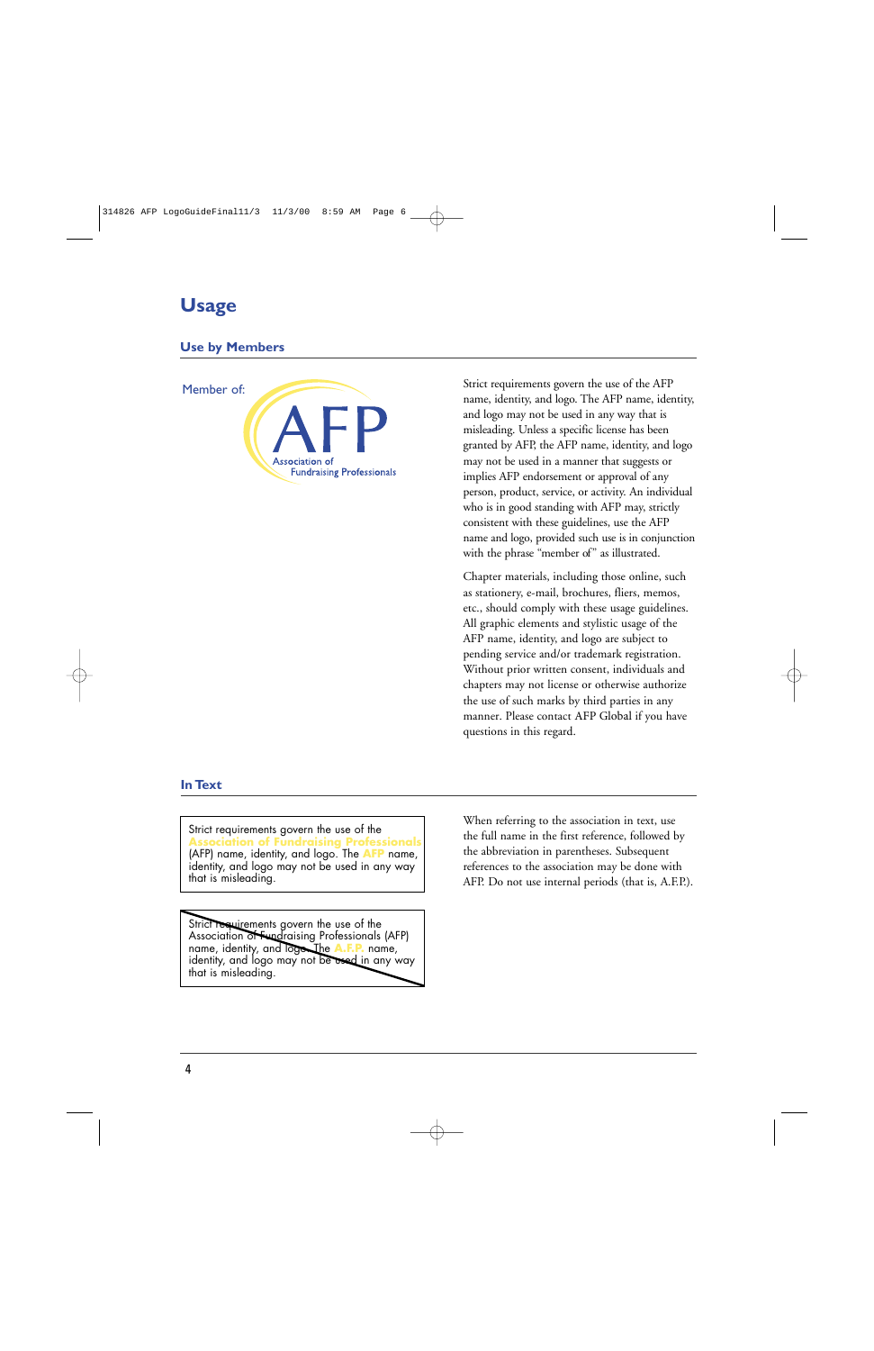# Usage

## Use by Members

Member of: AFP Association of Fundraising Professionals

Strict requirements govern the use of the AFP name, identity, and logo. The AFP name, identity, and logo may not be used in any way that is misleading. Unless a specific license has been granted by AFP, the AFP name, identity, and logo may not be used in a manner that suggests or implies AFP endorsement or approval of any person, product, service, or activity. An individual who is in good standing with AFP may, strictly consistent with these guidelines, use the AFP name and logo, provided such use is in conjunction with the phrase "member of" as illustrated.

Chapter materials, including those online, such as stationery, e-mail, brochures, fliers, memos, etc., should comply with these usage guidelines. All graphic elements and stylistic usage of the AFP name, identity, and logo are subject to pending service and/or trademark registration. Without prior written consent, individuals and chapters may not license or otherwise authorize the use of such marks by third parties in any manner. Please contact AFP Global if you have questions in this regard.

## In Text

Strict requirements govern the use of the **Association of Fundraising Professionals** (AFP) name, identity, and logo. The **AFP** name, identity, and logo may not be used in any way that is misleading.

~~Strict requirements govern the use of the Association of Fundraising Professionals (AFP) name, identity, and logo. The **A.F.P.** name, identity, and logo may not be used in any way that is misleading.~~

When referring to the association in text, use the full name in the first reference, followed by the abbreviation in parentheses. Subsequent references to the association may be done with AFP. Do not use internal periods (that is, A.F.P.).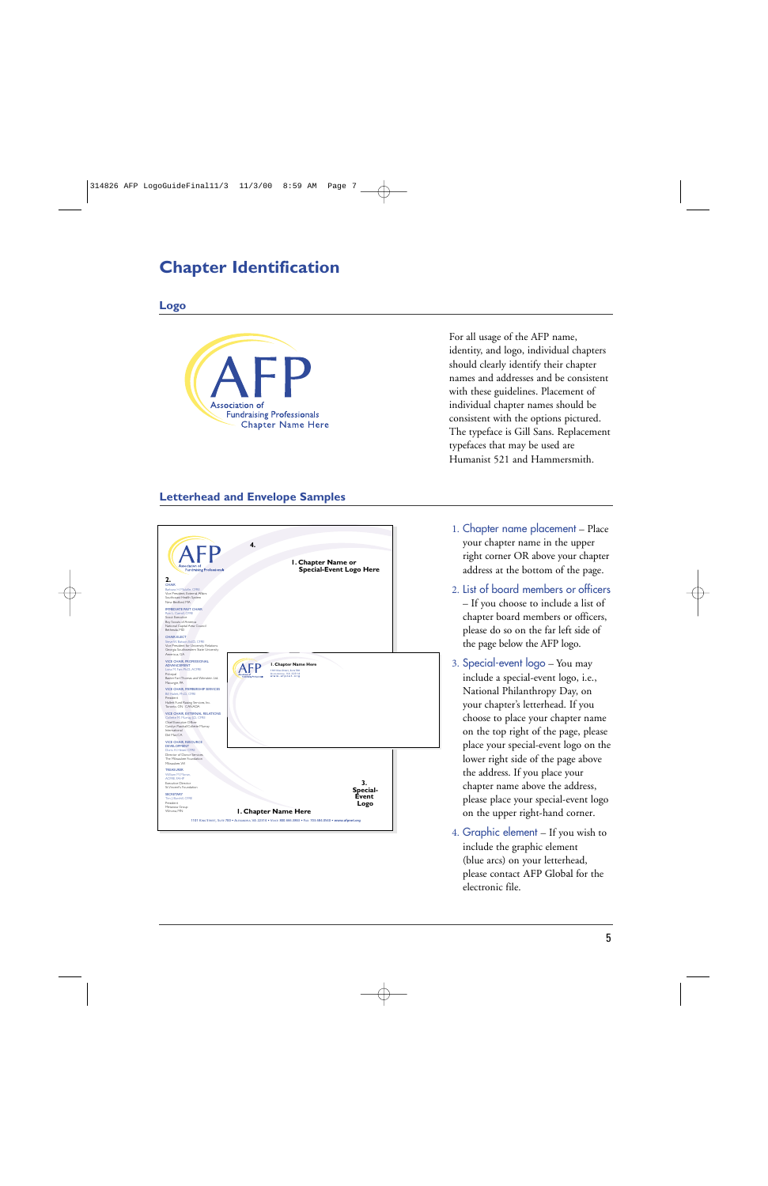# Chapter Identification

## Logo

For all usage of the AFP name, identity, and logo, individual chapters should clearly identify their chapter names and addresses and be consistent with these guidelines. Placement of individual chapter names should be consistent with the options pictured. The typeface is Gill Sans. Replacement typefaces that may be used are Humanist 521 and Hammersmith.

## Letterhead and Envelope Samples

1. Chapter name placement – Place your chapter name in the upper right corner OR above your chapter address at the bottom of the page.
2. List of board members or officers – If you choose to include a list of chapter board members or officers, please do so on the far left side of the page below the AFP logo.
3. Special-event logo – You may include a special-event logo, i.e., National Philanthropy Day, on your chapter's letterhead. If you choose to place your chapter name on the top right of the page, please place your special-event logo on the lower right side of the page above the address. If you place your chapter name above the address, please place your special-event logo on the upper right-hand corner.
4. Graphic element – If you wish to include the graphic element (blue arcs) on your letterhead, please contact AFP Global for the electronic file.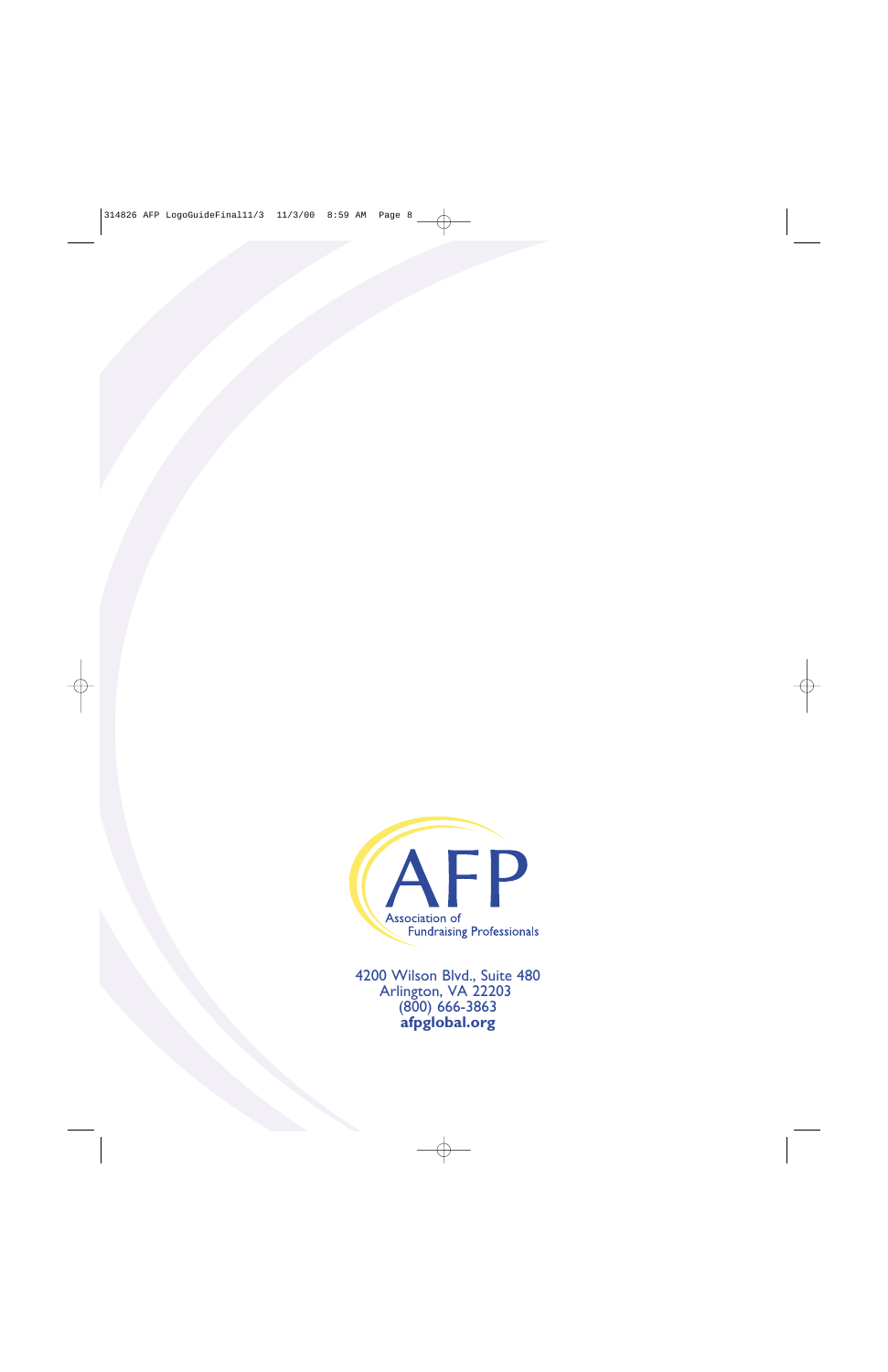AFP

Association of
Fundraising Professionals

4200 Wilson Blvd., Suite 480
Arlington, VA 22203
(800) 666-3863
**afpglobal.org**